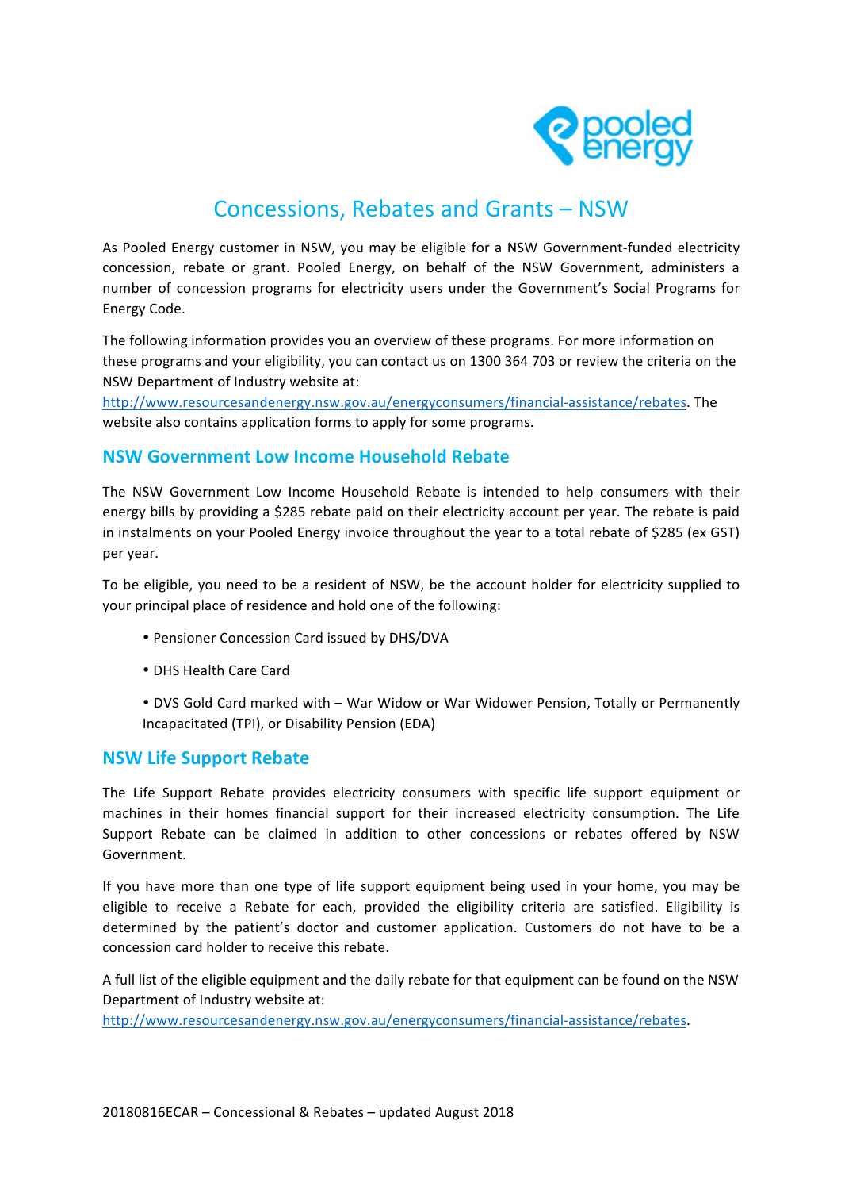# Concessions, Rebates and Grants – NSW

As Pooled Energy customer in NSW, you may be eligible for a NSW Government-funded electricity concession, rebate or grant. Pooled Energy, on behalf of the NSW Government, administers a number of concession programs for electricity users under the Government's Social Programs for Energy Code.

The following information provides you an overview of these programs. For more information on these programs and your eligibility, you can contact us on 1300 364 703 or review the criteria on the NSW Department of Industry website at: http://www.resourcesandenergy.nsw.gov.au/energyconsumers/financial-assistance/rebates. The website also contains application forms to apply for some programs.

## NSW Government Low Income Household Rebate

The NSW Government Low Income Household Rebate is intended to help consumers with their energy bills by providing a $285 rebate paid on their electricity account per year. The rebate is paid in instalments on your Pooled Energy invoice throughout the year to a total rebate of $285 (ex GST) per year.

To be eligible, you need to be a resident of NSW, be the account holder for electricity supplied to your principal place of residence and hold one of the following:

- Pensioner Concession Card issued by DHS/DVA
- DHS Health Care Card
- DVS Gold Card marked with – War Widow or War Widower Pension, Totally or Permanently Incapacitated (TPI), or Disability Pension (EDA)

## NSW Life Support Rebate

The Life Support Rebate provides electricity consumers with specific life support equipment or machines in their homes financial support for their increased electricity consumption. The Life Support Rebate can be claimed in addition to other concessions or rebates offered by NSW Government.

If you have more than one type of life support equipment being used in your home, you may be eligible to receive a Rebate for each, provided the eligibility criteria are satisfied. Eligibility is determined by the patient's doctor and customer application. Customers do not have to be a concession card holder to receive this rebate.

A full list of the eligible equipment and the daily rebate for that equipment can be found on the NSW Department of Industry website at: http://www.resourcesandenergy.nsw.gov.au/energyconsumers/financial-assistance/rebates.

20180816ECAR – Concessional & Rebates – updated August 2018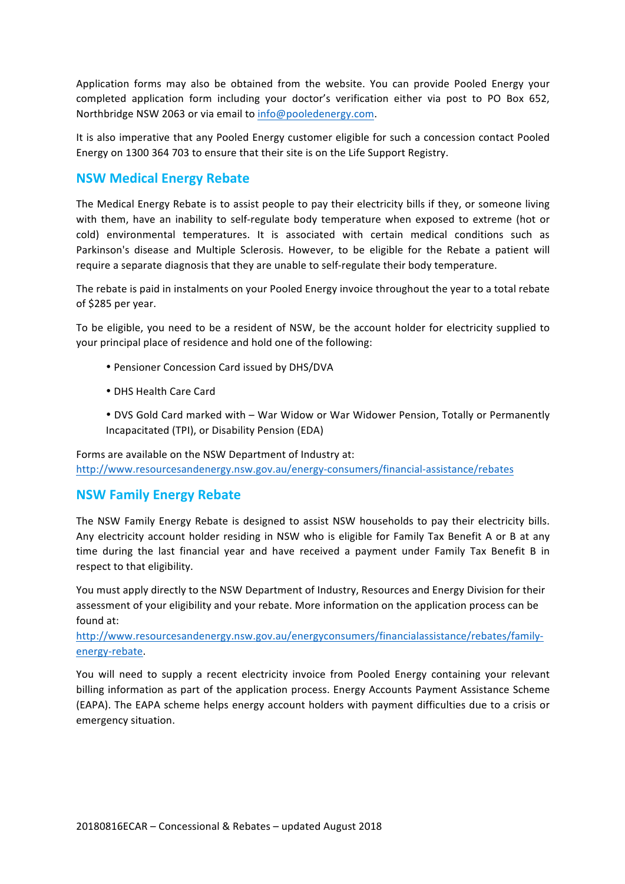Application forms may also be obtained from the website. You can provide Pooled Energy your completed application form including your doctor's verification either via post to PO Box 652, Northbridge NSW 2063 or via email to info@pooledenergy.com.

It is also imperative that any Pooled Energy customer eligible for such a concession contact Pooled Energy on 1300 364 703 to ensure that their site is on the Life Support Registry.

## NSW Medical Energy Rebate

The Medical Energy Rebate is to assist people to pay their electricity bills if they, or someone living with them, have an inability to self-regulate body temperature when exposed to extreme (hot or cold) environmental temperatures. It is associated with certain medical conditions such as Parkinson's disease and Multiple Sclerosis. However, to be eligible for the Rebate a patient will require a separate diagnosis that they are unable to self-regulate their body temperature.

The rebate is paid in instalments on your Pooled Energy invoice throughout the year to a total rebate of $285 per year.

To be eligible, you need to be a resident of NSW, be the account holder for electricity supplied to your principal place of residence and hold one of the following:

- Pensioner Concession Card issued by DHS/DVA
- DHS Health Care Card
- DVS Gold Card marked with – War Widow or War Widower Pension, Totally or Permanently Incapacitated (TPI), or Disability Pension (EDA)

Forms are available on the NSW Department of Industry at:
http://www.resourcesandenergy.nsw.gov.au/energy-consumers/financial-assistance/rebates

## NSW Family Energy Rebate

The NSW Family Energy Rebate is designed to assist NSW households to pay their electricity bills. Any electricity account holder residing in NSW who is eligible for Family Tax Benefit A or B at any time during the last financial year and have received a payment under Family Tax Benefit B in respect to that eligibility.

You must apply directly to the NSW Department of Industry, Resources and Energy Division for their assessment of your eligibility and your rebate. More information on the application process can be found at:
http://www.resourcesandenergy.nsw.gov.au/energyconsumers/financialassistance/rebates/family-energy-rebate.

You will need to supply a recent electricity invoice from Pooled Energy containing your relevant billing information as part of the application process. Energy Accounts Payment Assistance Scheme (EAPA). The EAPA scheme helps energy account holders with payment difficulties due to a crisis or emergency situation.